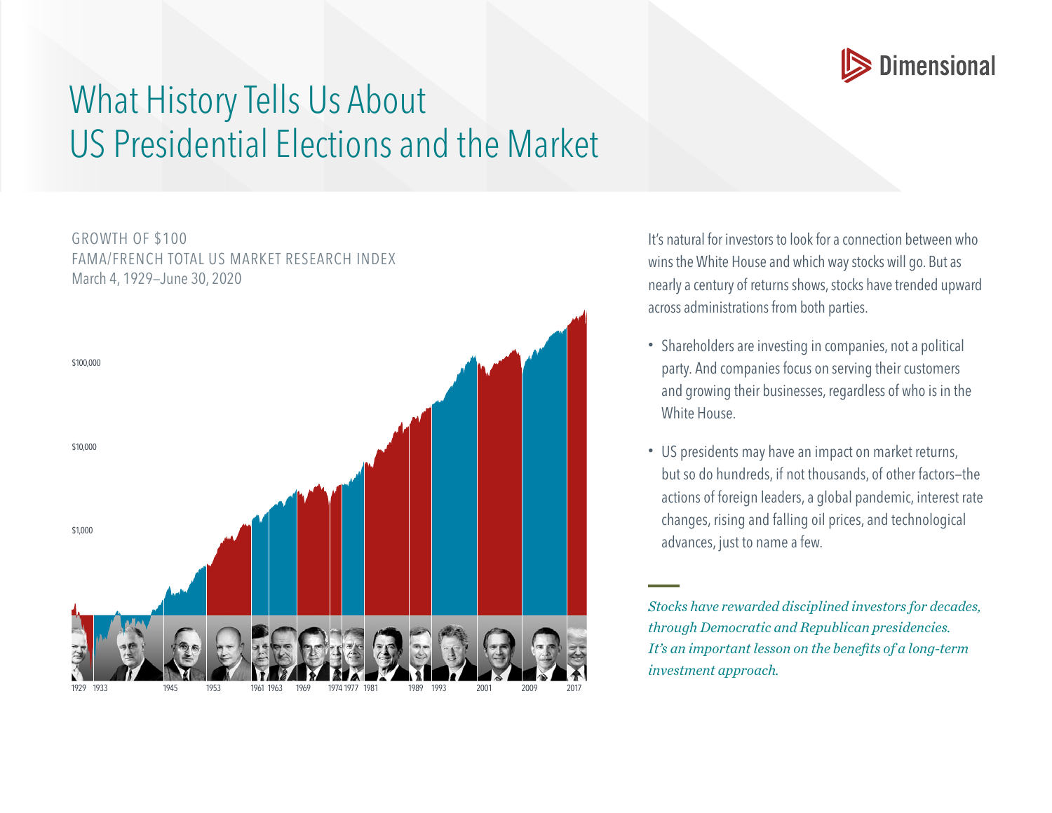# What History Tells Us About US Presidential Elections and the Market

GROWTH OF $100
FAMA/FRENCH TOTAL US MARKET RESEARCH INDEX
March 4, 1929–June 30, 2020

$100,000

$10,000

$1,000

1929 1933 1945 1953 1961 1963 1969 1974 1977 1981 1989 1993 2001 2009 2017

It's natural for investors to look for a connection between who wins the White House and which way stocks will go. But as nearly a century of returns shows, stocks have trended upward across administrations from both parties.

- Shareholders are investing in companies, not a political party. And companies focus on serving their customers and growing their businesses, regardless of who is in the White House.
- US presidents may have an impact on market returns, but so do hundreds, if not thousands, of other factors—the actions of foreign leaders, a global pandemic, interest rate changes, rising and falling oil prices, and technological advances, just to name a few.

*Stocks have rewarded disciplined investors for decades, through Democratic and Republican presidencies. It's an important lesson on the benefits of a long-term investment approach.*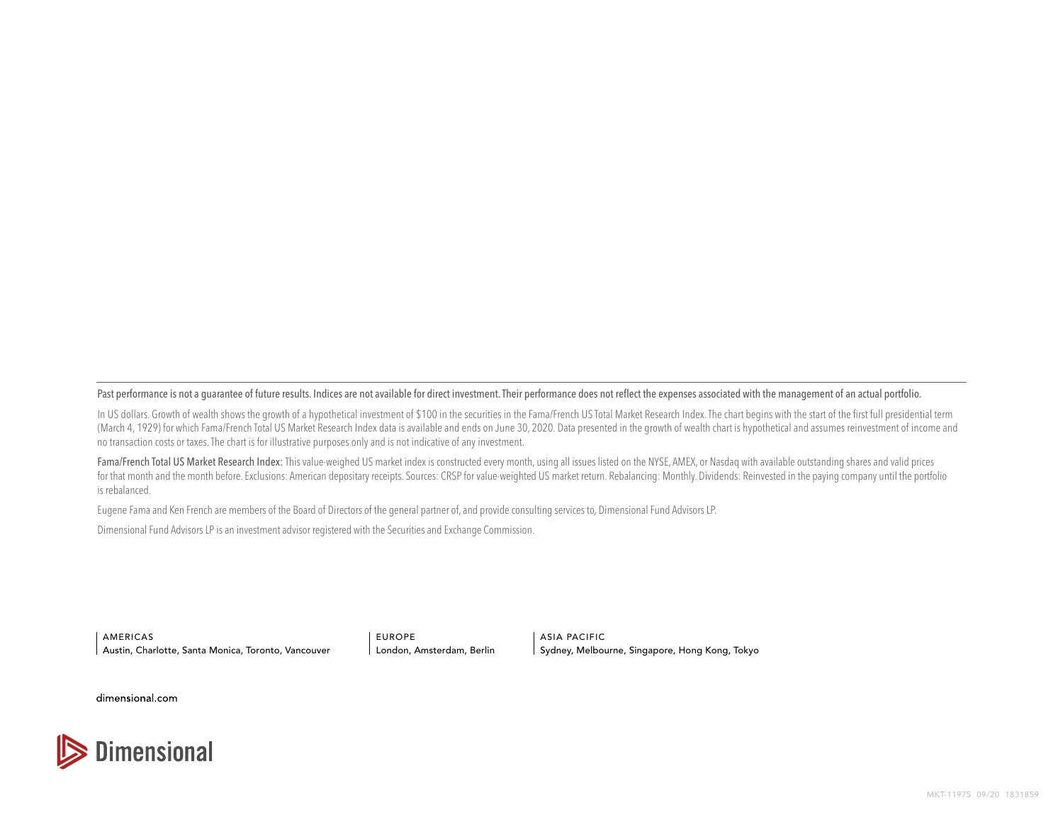Past performance is not a guarantee of future results. Indices are not available for direct investment. Their performance does not reflect the expenses associated with the management of an actual portfolio.

In US dollars. Growth of wealth shows the growth of a hypothetical investment of $100 in the securities in the Fama/French US Total Market Research Index. The chart begins with the start of the first full presidential term (March 4, 1929) for which Fama/French Total US Market Research Index data is available and ends on June 30, 2020. Data presented in the growth of wealth chart is hypothetical and assumes reinvestment of income and no transaction costs or taxes. The chart is for illustrative purposes only and is not indicative of any investment.

Fama/French Total US Market Research Index: This value-weighed US market index is constructed every month, using all issues listed on the NYSE, AMEX, or Nasdaq with available outstanding shares and valid prices for that month and the month before. Exclusions: American depositary receipts. Sources: CRSP for value-weighted US market return. Rebalancing: Monthly. Dividends: Reinvested in the paying company until the portfolio is rebalanced.

Eugene Fama and Ken French are members of the Board of Directors of the general partner of, and provide consulting services to, Dimensional Fund Advisors LP.

Dimensional Fund Advisors LP is an investment advisor registered with the Securities and Exchange Commission.

AMERICAS
Austin, Charlotte, Santa Monica, Toronto, Vancouver

EUROPE
London, Amsterdam, Berlin

ASIA PACIFIC
Sydney, Melbourne, Singapore, Hong Kong, Tokyo

dimensional.com

Dimensional

MKT-11975 09/20 1831859